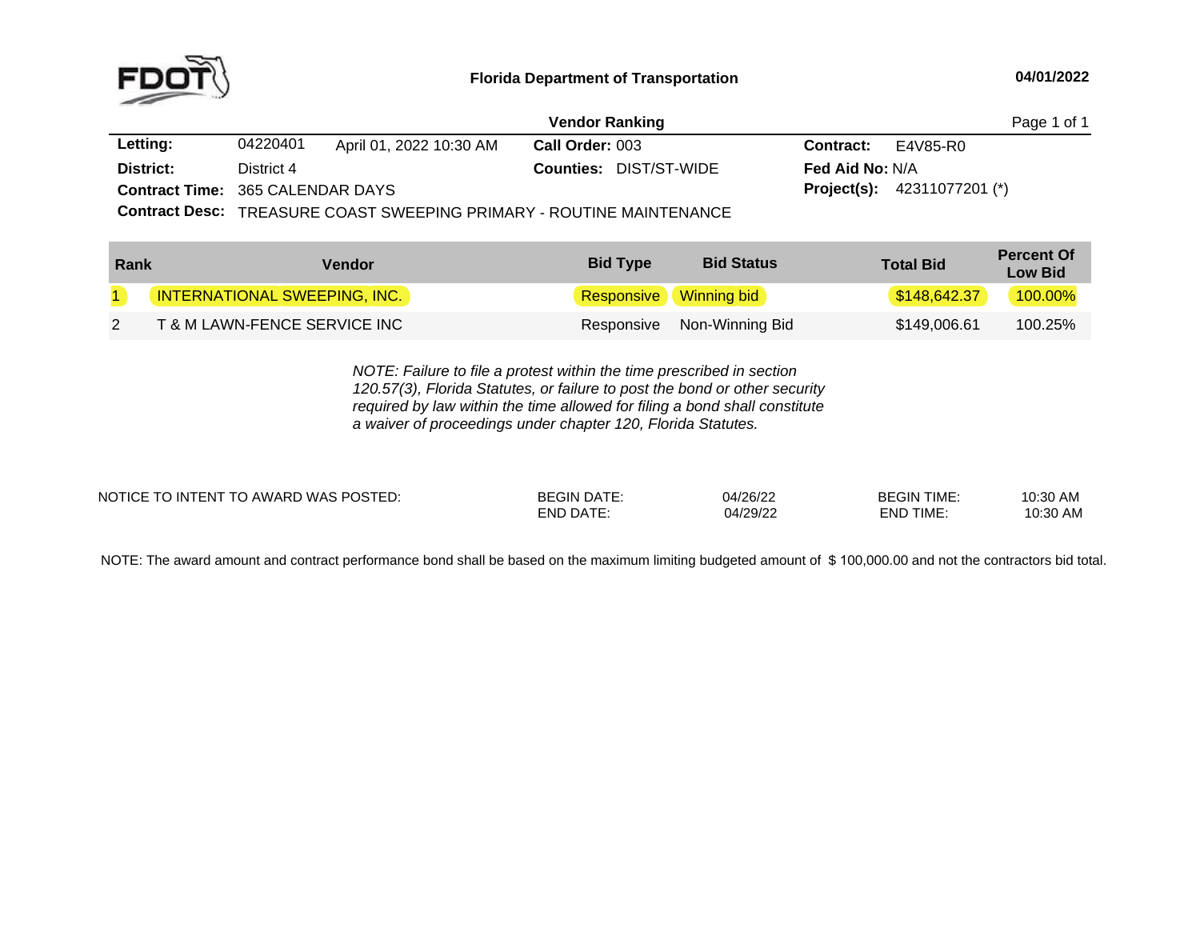**Florida Department of Transportation** 04/01/2022

## Vendor Ranking

**Letting:** 04220401 April 01, 2022 10:30 AM  **Call Order:** 003  **Contract:** E4V85-R0

**District:** District 4  **Counties:** DIST/ST-WIDE  **Fed Aid No:** N/A

**Contract Time:** 365 CALENDAR DAYS  **Project(s):** 42311077201 (*)

**Contract Desc:** TREASURE COAST SWEEPING PRIMARY - ROUTINE MAINTENANCE

| Rank | Vendor | Bid Type | Bid Status | Total Bid | Percent Of Low Bid |
|---|---|---|---|---|---|
| 1 | INTERNATIONAL SWEEPING, INC. | Responsive | Winning bid | $148,642.37 | 100.00% |
| 2 | T & M LAWN-FENCE SERVICE INC | Responsive | Non-Winning Bid | $149,006.61 | 100.25% |

*NOTE: Failure to file a protest within the time prescribed in section 120.57(3), Florida Statutes, or failure to post the bond or other security required by law within the time allowed for filing a bond shall constitute a waiver of proceedings under chapter 120, Florida Statutes.*

| NOTICE TO INTENT TO AWARD WAS POSTED: | | | | |
|---|---|---|---|---|
| | BEGIN DATE: | 04/26/22 | BEGIN TIME: | 10:30 AM |
| | END DATE: | 04/29/22 | END TIME: | 10:30 AM |

NOTE: The award amount and contract performance bond shall be based on the maximum limiting budgeted amount of $ 100,000.00 and not the contractors bid total.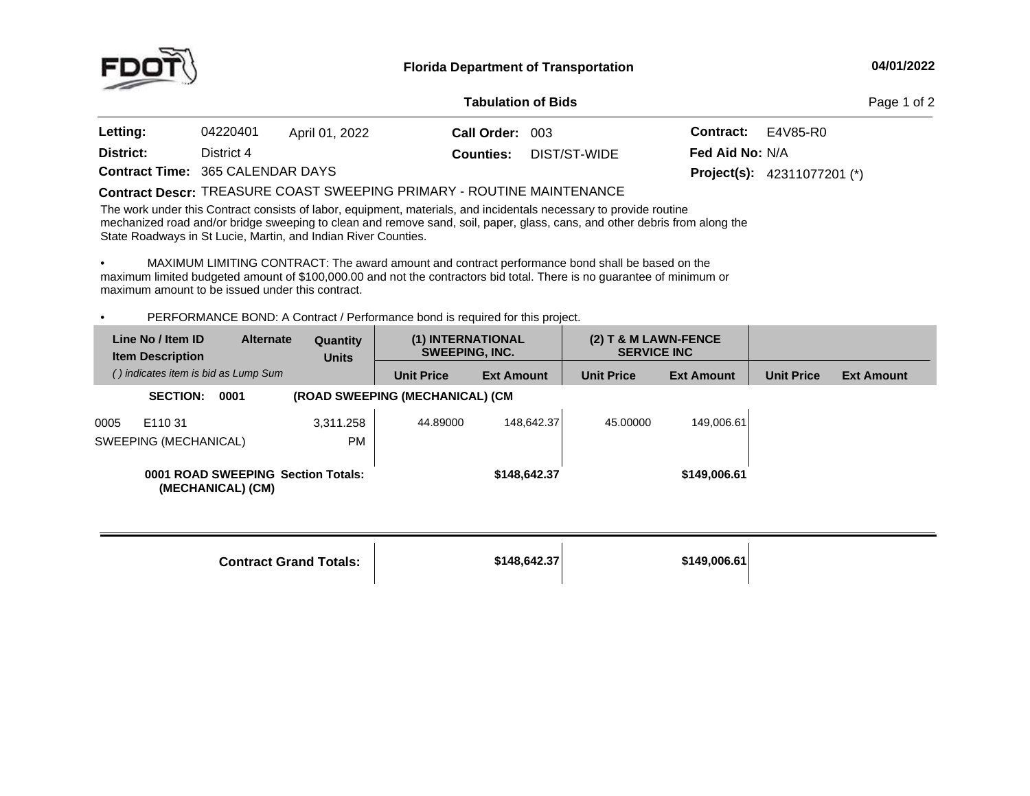**Florida Department of Transportation** 04/01/2022

**Tabulation of Bids**

| | | | | | |
|---|---|---|---|---|---|
| **Letting:** | 04220401 April 01, 2022 | **Call Order:** | 003 | **Contract:** | E4V85-R0 |
| **District:** | District 4 | **Counties:** | DIST/ST-WIDE | **Fed Aid No:** | N/A |
| **Contract Time:** | 365 CALENDAR DAYS | | | **Project(s):** | 42311077201 (*) |

**Contract Descr:** TREASURE COAST SWEEPING PRIMARY - ROUTINE MAINTENANCE

The work under this Contract consists of labor, equipment, materials, and incidentals necessary to provide routine mechanized road and/or bridge sweeping to clean and remove sand, soil, paper, glass, cans, and other debris from along the State Roadways in St Lucie, Martin, and Indian River Counties.

- MAXIMUM LIMITING CONTRACT: The award amount and contract performance bond shall be based on the maximum limited budgeted amount of $100,000.00 and not the contractors bid total. There is no guarantee of minimum or maximum amount to be issued under this contract.

- PERFORMANCE BOND: A Contract / Performance bond is required for this project.

| Line No / Item ID Item Description | Alternate | Quantity Units | (1) INTERNATIONAL SWEEPING, INC. | | (2) T & M LAWN-FENCE SERVICE INC | | | |
|---|---|---|---|---|---|---|---|---|
| *( ) indicates item is bid as Lump Sum* | | | Unit Price | Ext Amount | Unit Price | Ext Amount | Unit Price | Ext Amount |
| **SECTION: 0001** | | **(ROAD SWEEPING (MECHANICAL) (CM** | | | | | | |
| 0005 E110 31 SWEEPING (MECHANICAL) | | 3,311.258 PM | 44.89000 | 148,642.37 | 45.00000 | 149,006.61 | | |
| **0001 ROAD SWEEPING (MECHANICAL) (CM) Section Totals:** | | | | **$148,642.37** | | **$149,006.61** | | |
| **Contract Grand Totals:** | | | | **$148,642.37** | | **$149,006.61** | | |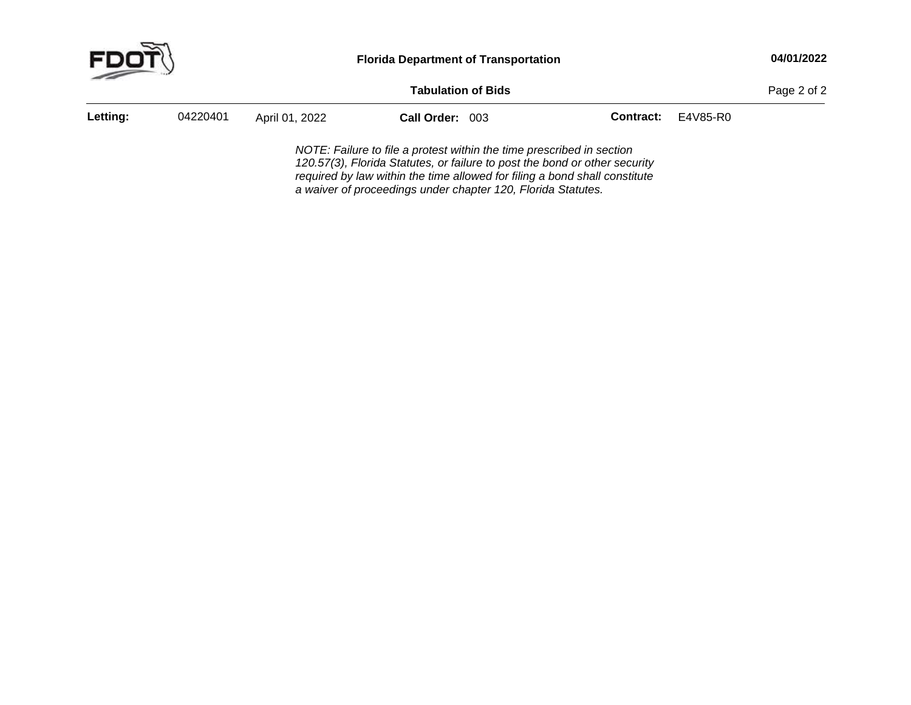**Letting:** 04220401 April 01, 2022 **Call Order:** 003 **Contract:** E4V85-R0

*NOTE: Failure to file a protest within the time prescribed in section 120.57(3), Florida Statutes, or failure to post the bond or other security required by law within the time allowed for filing a bond shall constitute a waiver of proceedings under chapter 120, Florida Statutes.*